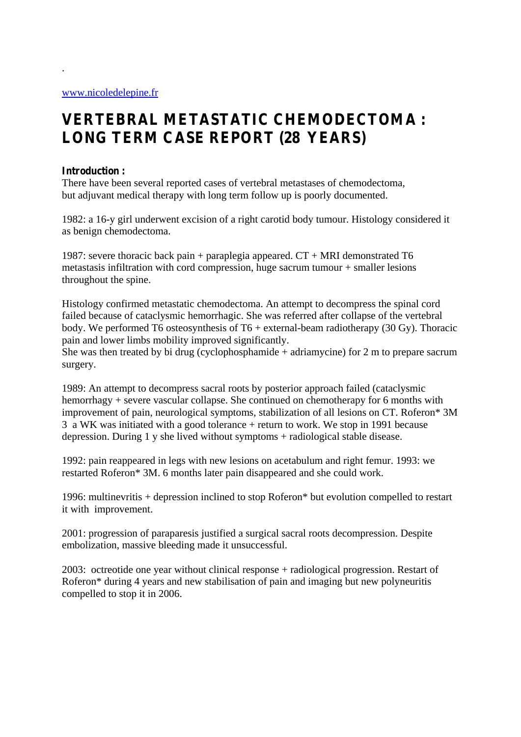.

www.nicoledelepine.fr

# VERTEBRAL METASTATIC CHEMODECTOMA : LONG TERM CASE REPORT (28 YEARS)

**Introduction :**
There have been several reported cases of vertebral metastases of chemodectoma, but adjuvant medical therapy with long term follow up is poorly documented.

1982: a 16-y girl underwent excision of a right carotid body tumour. Histology considered it as benign chemodectoma.

1987: severe thoracic back pain + paraplegia appeared. CT + MRI demonstrated T6 metastasis infiltration with cord compression, huge sacrum tumour + smaller lesions throughout the spine.

Histology confirmed metastatic chemodectoma. An attempt to decompress the spinal cord failed because of cataclysmic hemorrhagic. She was referred after collapse of the vertebral body. We performed T6 osteosynthesis of T6 + external-beam radiotherapy (30 Gy). Thoracic pain and lower limbs mobility improved significantly.
She was then treated by bi drug (cyclophosphamide + adriamycine) for 2 m to prepare sacrum surgery.

1989: An attempt to decompress sacral roots by posterior approach failed (cataclysmic hemorrhagy + severe vascular collapse. She continued on chemotherapy for 6 months with improvement of pain, neurological symptoms, stabilization of all lesions on CT. Roferon* 3M 3 a WK was initiated with a good tolerance + return to work. We stop in 1991 because depression. During 1 y she lived without symptoms + radiological stable disease.

1992: pain reappeared in legs with new lesions on acetabulum and right femur. 1993: we restarted Roferon* 3M. 6 months later pain disappeared and she could work.

1996: multinevritis + depression inclined to stop Roferon* but evolution compelled to restart it with improvement.

2001: progression of paraparesis justified a surgical sacral roots decompression. Despite embolization, massive bleeding made it unsuccessful.

2003: octreotide one year without clinical response + radiological progression. Restart of Roferon* during 4 years and new stabilisation of pain and imaging but new polyneuritis compelled to stop it in 2006.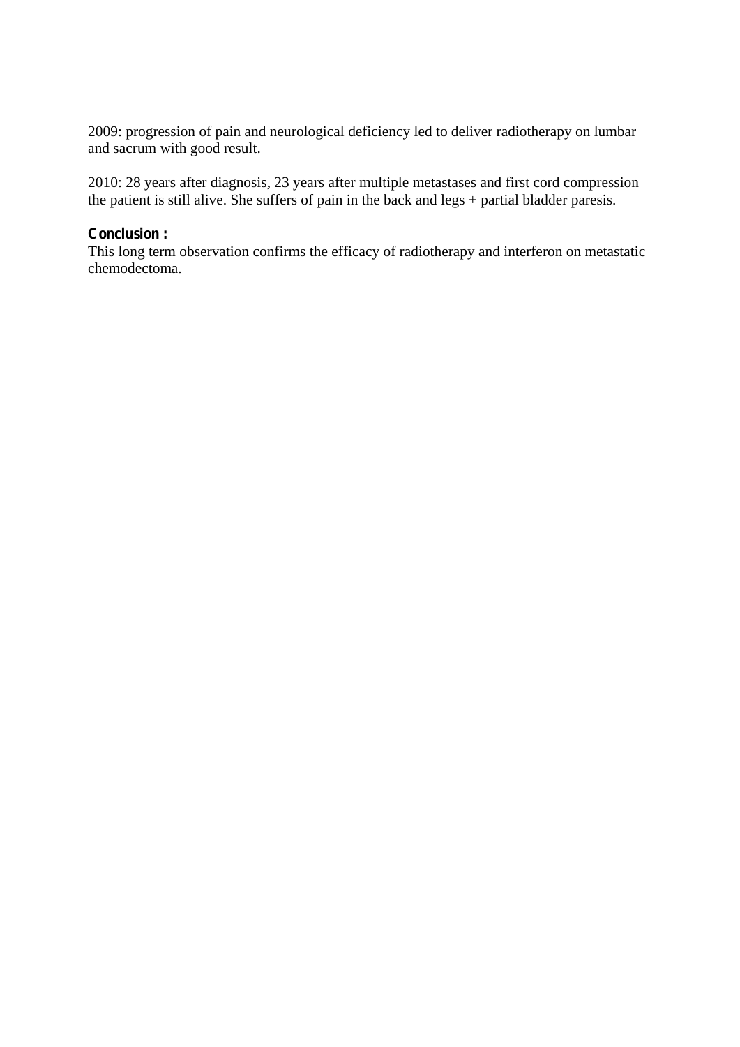2009: progression of pain and neurological deficiency led to deliver radiotherapy on lumbar and sacrum with good result.

2010: 28 years after diagnosis, 23 years after multiple metastases and first cord compression the patient is still alive. She suffers of pain in the back and legs + partial bladder paresis.

**Conclusion :**

This long term observation confirms the efficacy of radiotherapy and interferon on metastatic chemodectoma.